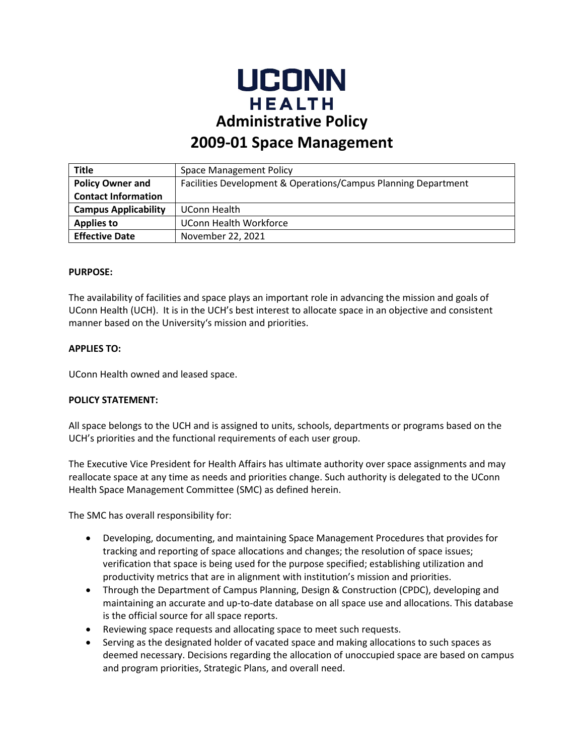# UCONN HEALTH

# Administrative Policy

# 2009-01 Space Management

| Title | Space Management Policy |
|---|---|
| Policy Owner and Contact Information | Facilities Development & Operations/Campus Planning Department |
| Campus Applicability | UConn Health |
| Applies to | UConn Health Workforce |
| Effective Date | November 22, 2021 |

**PURPOSE:**

The availability of facilities and space plays an important role in advancing the mission and goals of UConn Health (UCH). It is in the UCH's best interest to allocate space in an objective and consistent manner based on the University's mission and priorities.

**APPLIES TO:**

UConn Health owned and leased space.

**POLICY STATEMENT:**

All space belongs to the UCH and is assigned to units, schools, departments or programs based on the UCH's priorities and the functional requirements of each user group.

The Executive Vice President for Health Affairs has ultimate authority over space assignments and may reallocate space at any time as needs and priorities change. Such authority is delegated to the UConn Health Space Management Committee (SMC) as defined herein.

The SMC has overall responsibility for:

- Developing, documenting, and maintaining Space Management Procedures that provides for tracking and reporting of space allocations and changes; the resolution of space issues; verification that space is being used for the purpose specified; establishing utilization and productivity metrics that are in alignment with institution's mission and priorities.
- Through the Department of Campus Planning, Design & Construction (CPDC), developing and maintaining an accurate and up-to-date database on all space use and allocations. This database is the official source for all space reports.
- Reviewing space requests and allocating space to meet such requests.
- Serving as the designated holder of vacated space and making allocations to such spaces as deemed necessary. Decisions regarding the allocation of unoccupied space are based on campus and program priorities, Strategic Plans, and overall need.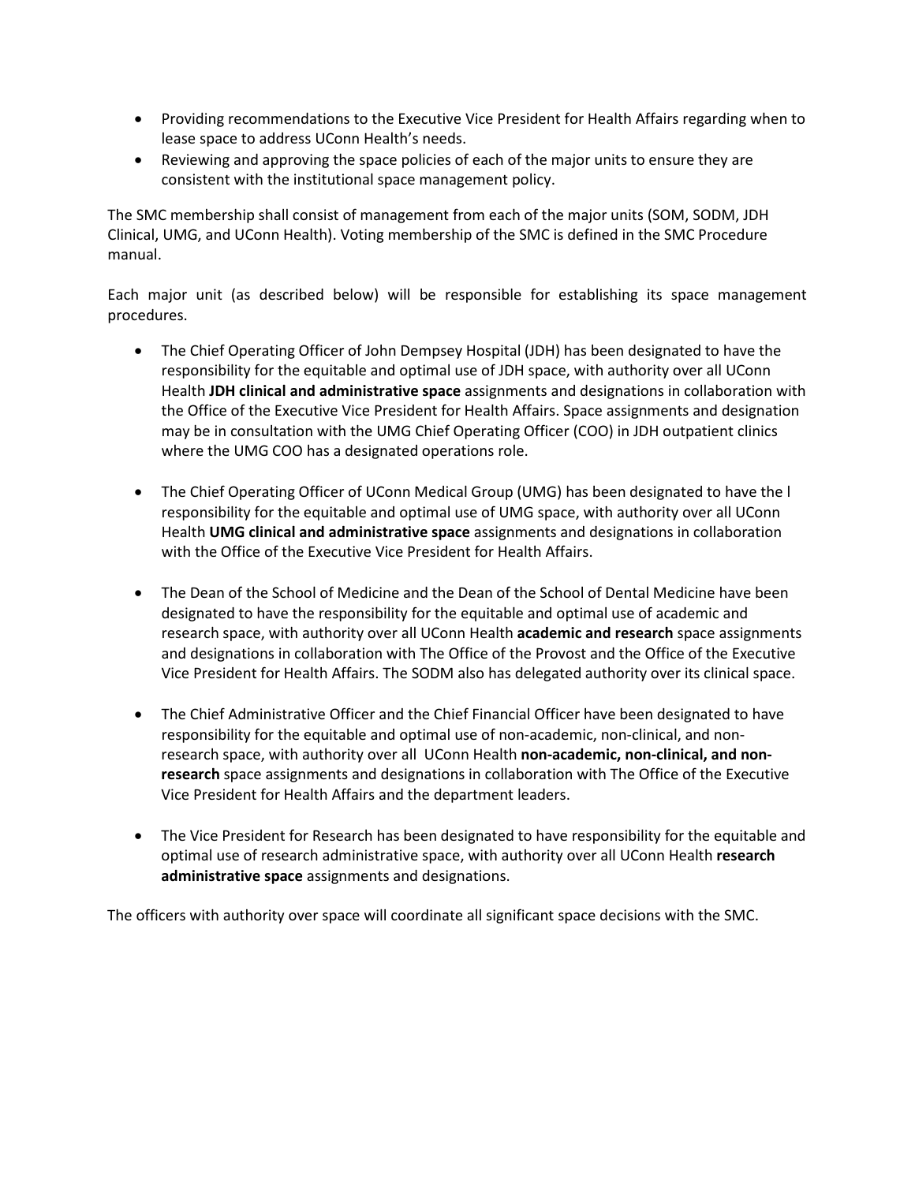- Providing recommendations to the Executive Vice President for Health Affairs regarding when to lease space to address UConn Health's needs.
- Reviewing and approving the space policies of each of the major units to ensure they are consistent with the institutional space management policy.

The SMC membership shall consist of management from each of the major units (SOM, SODM, JDH Clinical, UMG, and UConn Health). Voting membership of the SMC is defined in the SMC Procedure manual.

Each major unit (as described below) will be responsible for establishing its space management procedures.

- The Chief Operating Officer of John Dempsey Hospital (JDH) has been designated to have the responsibility for the equitable and optimal use of JDH space, with authority over all UConn Health **JDH clinical and administrative space** assignments and designations in collaboration with the Office of the Executive Vice President for Health Affairs. Space assignments and designation may be in consultation with the UMG Chief Operating Officer (COO) in JDH outpatient clinics where the UMG COO has a designated operations role.

- The Chief Operating Officer of UConn Medical Group (UMG) has been designated to have the l responsibility for the equitable and optimal use of UMG space, with authority over all UConn Health **UMG clinical and administrative space** assignments and designations in collaboration with the Office of the Executive Vice President for Health Affairs.

- The Dean of the School of Medicine and the Dean of the School of Dental Medicine have been designated to have the responsibility for the equitable and optimal use of academic and research space, with authority over all UConn Health **academic and research** space assignments and designations in collaboration with The Office of the Provost and the Office of the Executive Vice President for Health Affairs. The SODM also has delegated authority over its clinical space.

- The Chief Administrative Officer and the Chief Financial Officer have been designated to have responsibility for the equitable and optimal use of non-academic, non-clinical, and non-research space, with authority over all UConn Health **non-academic, non-clinical, and non-research** space assignments and designations in collaboration with The Office of the Executive Vice President for Health Affairs and the department leaders.

- The Vice President for Research has been designated to have responsibility for the equitable and optimal use of research administrative space, with authority over all UConn Health **research administrative space** assignments and designations.

The officers with authority over space will coordinate all significant space decisions with the SMC.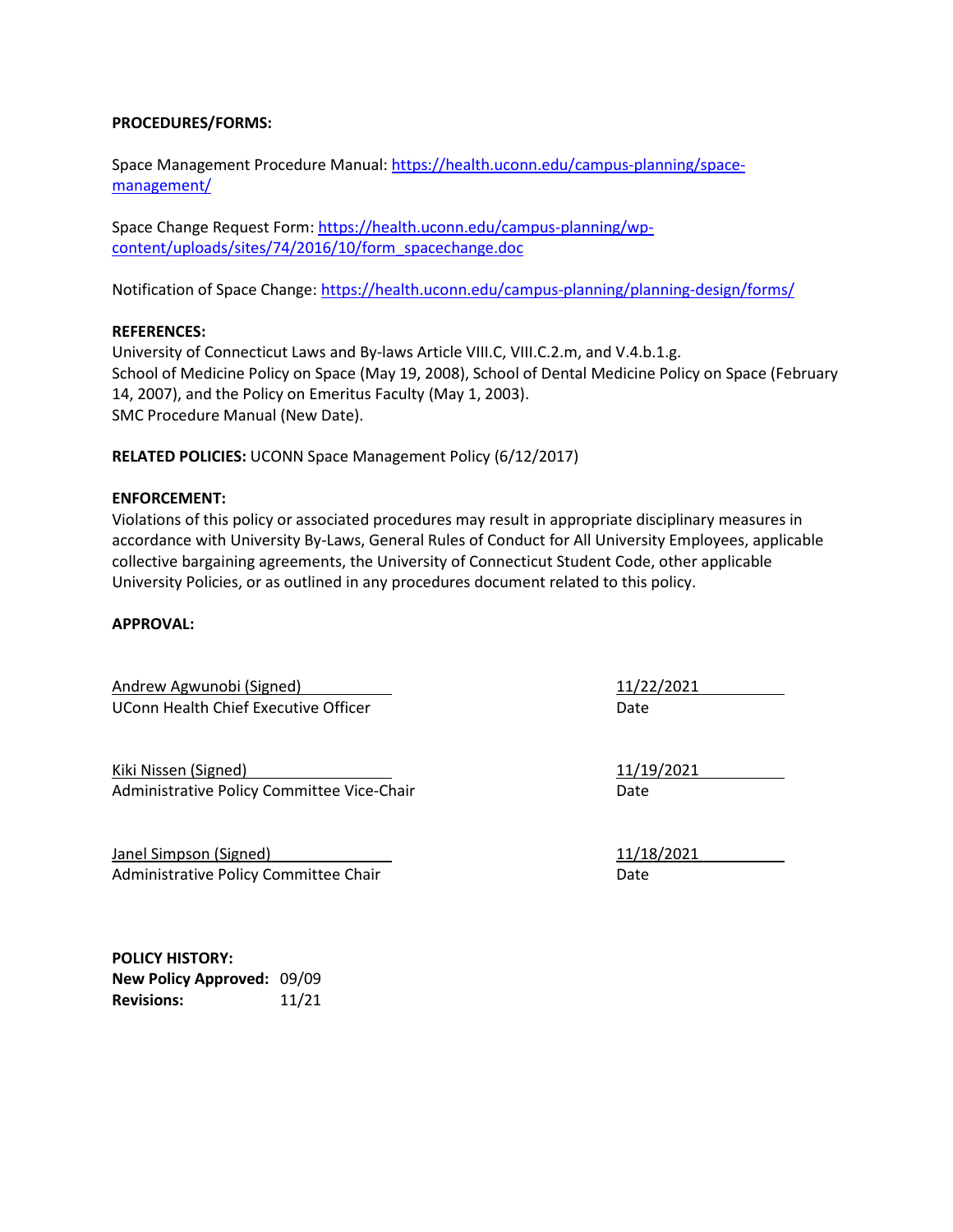**PROCEDURES/FORMS:**

Space Management Procedure Manual: [https://health.uconn.edu/campus-planning/space-management/](https://health.uconn.edu/campus-planning/space-management/)

Space Change Request Form: [https://health.uconn.edu/campus-planning/wp-content/uploads/sites/74/2016/10/form_spacechange.doc](https://health.uconn.edu/campus-planning/wp-content/uploads/sites/74/2016/10/form_spacechange.doc)

Notification of Space Change: [https://health.uconn.edu/campus-planning/planning-design/forms/](https://health.uconn.edu/campus-planning/planning-design/forms/)

**REFERENCES:**
University of Connecticut Laws and By-laws Article VIII.C, VIII.C.2.m, and V.4.b.1.g.
School of Medicine Policy on Space (May 19, 2008), School of Dental Medicine Policy on Space (February 14, 2007), and the Policy on Emeritus Faculty (May 1, 2003).
SMC Procedure Manual (New Date).

**RELATED POLICIES:** UCONN Space Management Policy (6/12/2017)

**ENFORCEMENT:**
Violations of this policy or associated procedures may result in appropriate disciplinary measures in accordance with University By-Laws, General Rules of Conduct for All University Employees, applicable collective bargaining agreements, the University of Connecticut Student Code, other applicable University Policies, or as outlined in any procedures document related to this policy.

**APPROVAL:**

| | |
|---|---|
| Andrew Agwunobi (Signed)<br>UConn Health Chief Executive Officer | 11/22/2021<br>Date |
| Kiki Nissen (Signed)<br>Administrative Policy Committee Vice-Chair | 11/19/2021<br>Date |
| Janel Simpson (Signed)<br>Administrative Policy Committee Chair | 11/18/2021<br>Date |

**POLICY HISTORY:**
**New Policy Approved:** 09/09
**Revisions:** 11/21